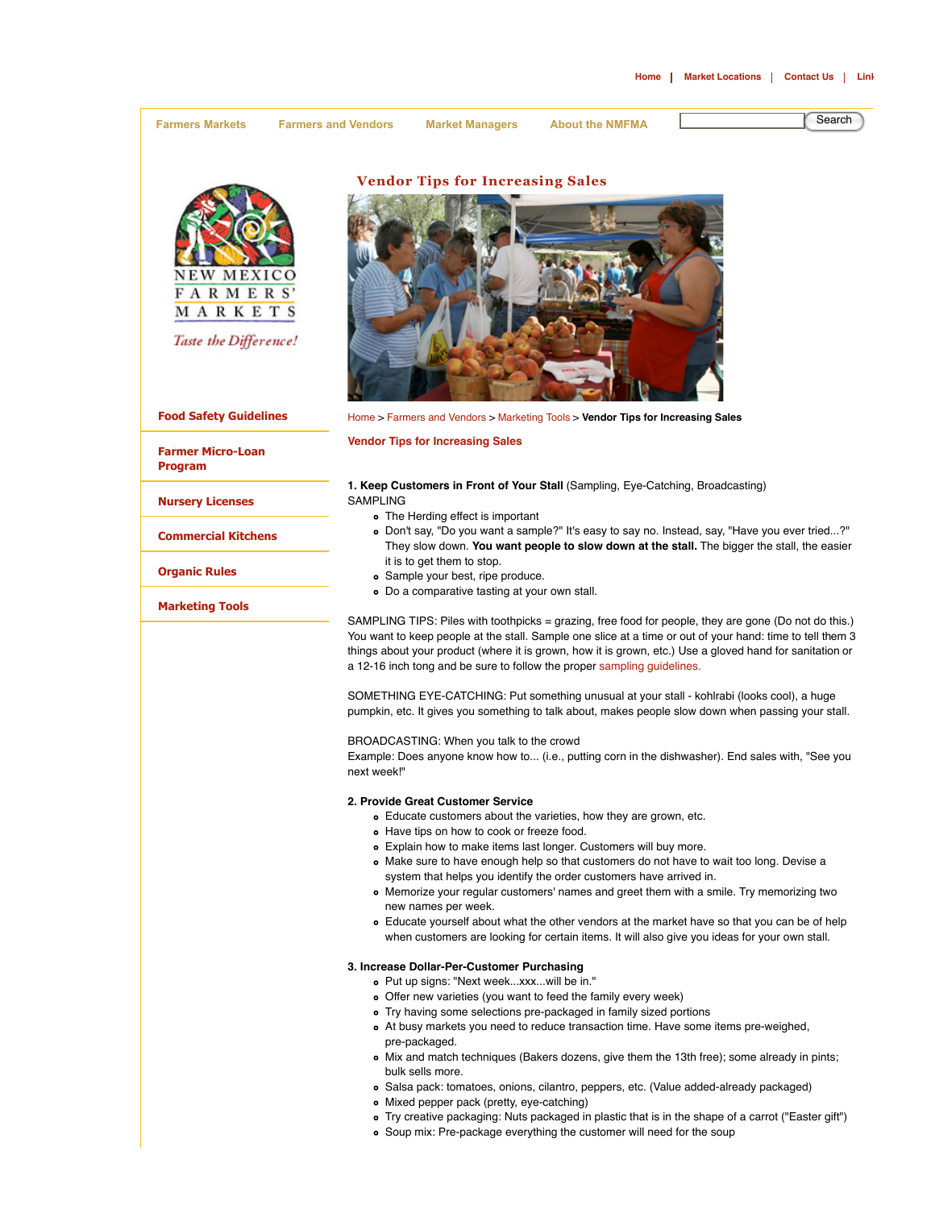Home | Market Locations | Contact Us | Link

Farmers Markets | Farmers and Vendors | Market Managers | About the NMFMA

# Vendor Tips for Increasing Sales

NEW MEXICO FARMERS' MARKETS

*Taste the Difference!*

- Food Safety Guidelines
- Farmer Micro-Loan Program
- Nursery Licenses
- Commercial Kitchens
- Organic Rules
- Marketing Tools

Home > Farmers and Vendors > Marketing Tools > **Vendor Tips for Increasing Sales**

## Vendor Tips for Increasing Sales

**1. Keep Customers in Front of Your Stall** (Sampling, Eye-Catching, Broadcasting)

SAMPLING

- The Herding effect is important
- Don't say, "Do you want a sample?" It's easy to say no. Instead, say, "Have you ever tried...?" They slow down. **You want people to slow down at the stall.** The bigger the stall, the easier it is to get them to stop.
- Sample your best, ripe produce.
- Do a comparative tasting at your own stall.

SAMPLING TIPS: Piles with toothpicks = grazing, free food for people, they are gone (Do not do this.) You want to keep people at the stall. Sample one slice at a time or out of your hand: time to tell them 3 things about your product (where it is grown, how it is grown, etc.) Use a gloved hand for sanitation or a 12-16 inch tong and be sure to follow the proper sampling guidelines.

SOMETHING EYE-CATCHING: Put something unusual at your stall - kohlrabi (looks cool), a huge pumpkin, etc. It gives you something to talk about, makes people slow down when passing your stall.

BROADCASTING: When you talk to the crowd
Example: Does anyone know how to... (i.e., putting corn in the dishwasher). End sales with, "See you next week!"

**2. Provide Great Customer Service**

- Educate customers about the varieties, how they are grown, etc.
- Have tips on how to cook or freeze food.
- Explain how to make items last longer. Customers will buy more.
- Make sure to have enough help so that customers do not have to wait too long. Devise a system that helps you identify the order customers have arrived in.
- Memorize your regular customers' names and greet them with a smile. Try memorizing two new names per week.
- Educate yourself about what the other vendors at the market have so that you can be of help when customers are looking for certain items. It will also give you ideas for your own stall.

**3. Increase Dollar-Per-Customer Purchasing**

- Put up signs: "Next week...xxx...will be in."
- Offer new varieties (you want to feed the family every week)
- Try having some selections pre-packaged in family sized portions
- At busy markets you need to reduce transaction time. Have some items pre-weighed, pre-packaged.
- Mix and match techniques (Bakers dozens, give them the 13th free); some already in pints; bulk sells more.
- Salsa pack: tomatoes, onions, cilantro, peppers, etc. (Value added-already packaged)
- Mixed pepper pack (pretty, eye-catching)
- Try creative packaging: Nuts packaged in plastic that is in the shape of a carrot ("Easter gift")
- Soup mix: Pre-package everything the customer will need for the soup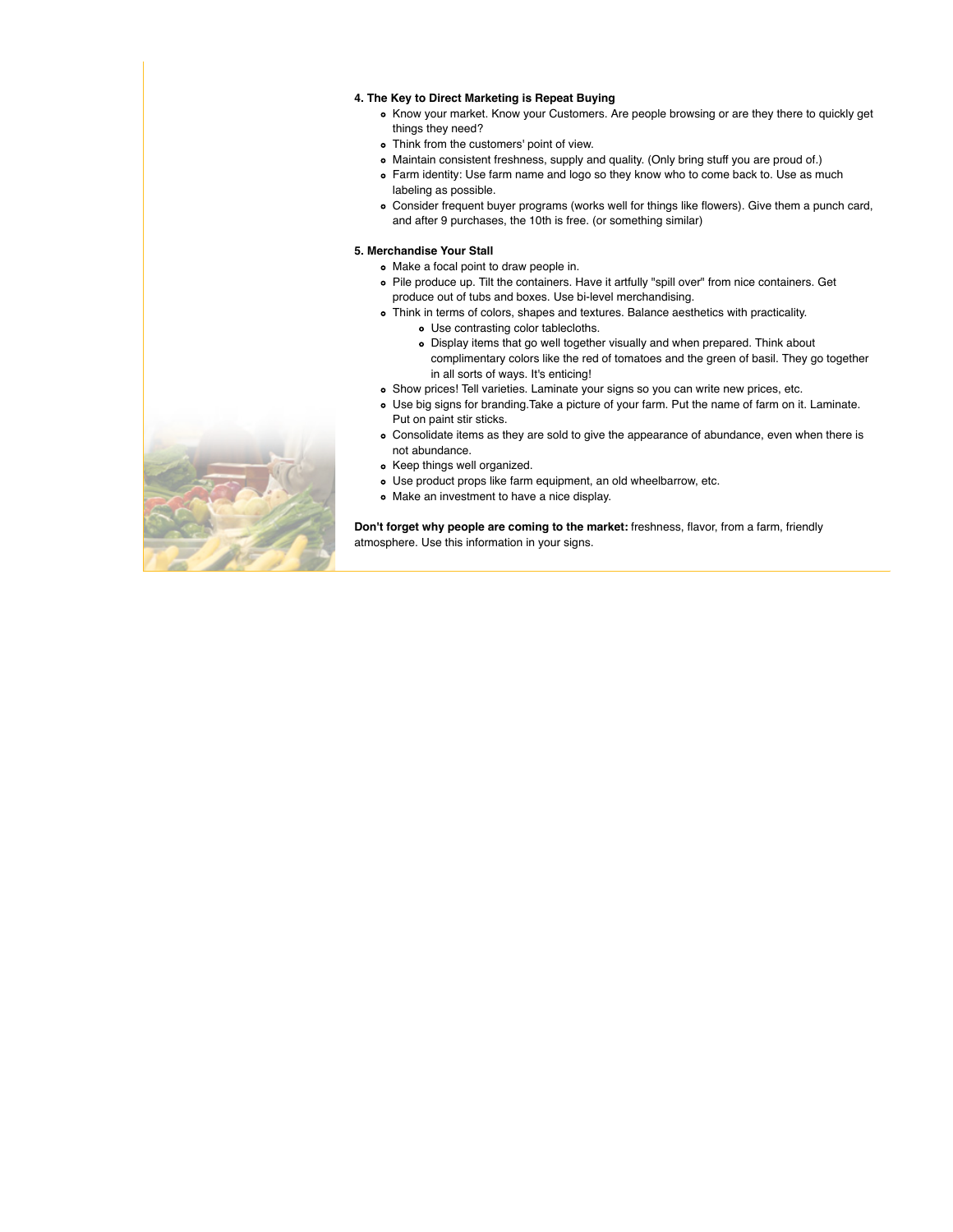**4. The Key to Direct Marketing is Repeat Buying**

- Know your market. Know your Customers. Are people browsing or are they there to quickly get things they need?
- Think from the customers' point of view.
- Maintain consistent freshness, supply and quality. (Only bring stuff you are proud of.)
- Farm identity: Use farm name and logo so they know who to come back to. Use as much labeling as possible.
- Consider frequent buyer programs (works well for things like flowers). Give them a punch card, and after 9 purchases, the 10th is free. (or something similar)

**5. Merchandise Your Stall**

- Make a focal point to draw people in.
- Pile produce up. Tilt the containers. Have it artfully "spill over" from nice containers. Get produce out of tubs and boxes. Use bi-level merchandising.
- Think in terms of colors, shapes and textures. Balance aesthetics with practicality.
  - Use contrasting color tablecloths.
  - Display items that go well together visually and when prepared. Think about complimentary colors like the red of tomatoes and the green of basil. They go together in all sorts of ways. It's enticing!
- Show prices! Tell varieties. Laminate your signs so you can write new prices, etc.
- Use big signs for branding.Take a picture of your farm. Put the name of farm on it. Laminate. Put on paint stir sticks.
- Consolidate items as they are sold to give the appearance of abundance, even when there is not abundance.
- Keep things well organized.
- Use product props like farm equipment, an old wheelbarrow, etc.
- Make an investment to have a nice display.

**Don't forget why people are coming to the market:** freshness, flavor, from a farm, friendly atmosphere. Use this information in your signs.